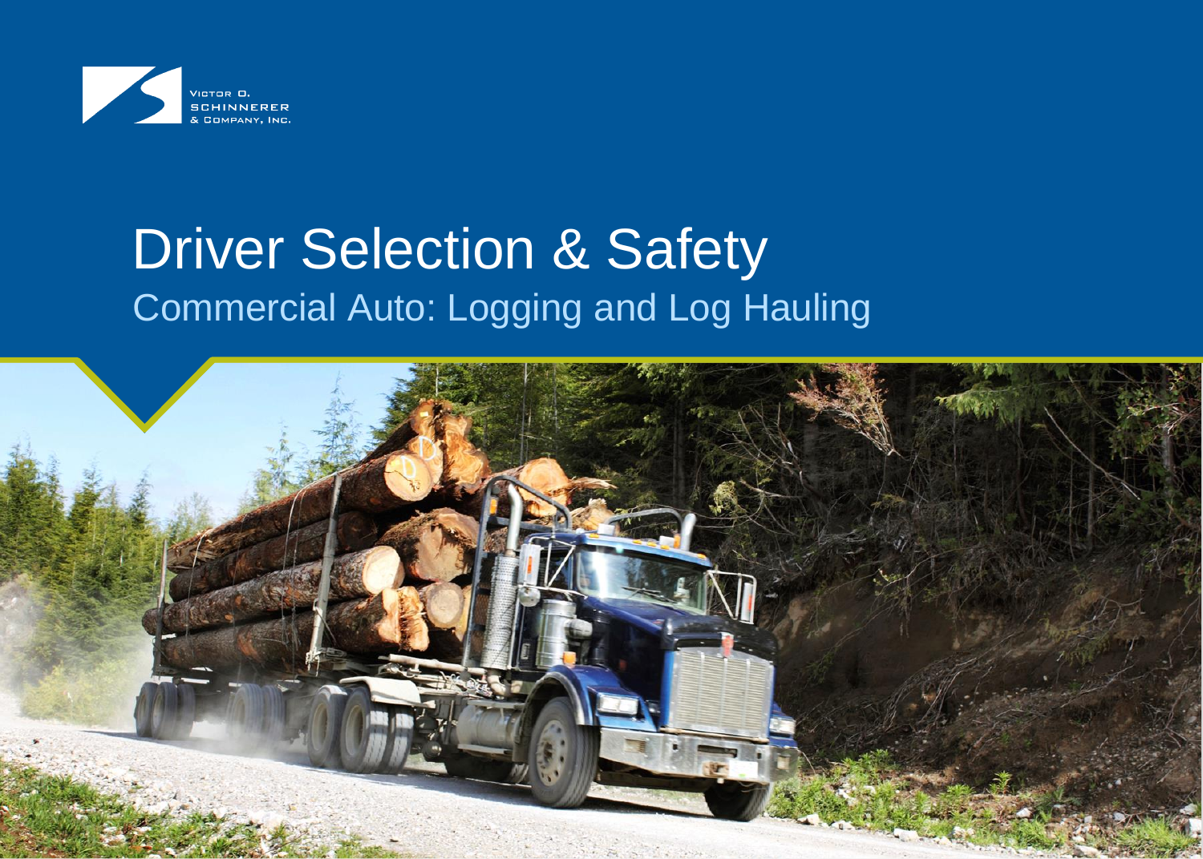Victor O. Schinnerer & Company, Inc.

# Driver Selection & Safety

## Commercial Auto: Logging and Log Hauling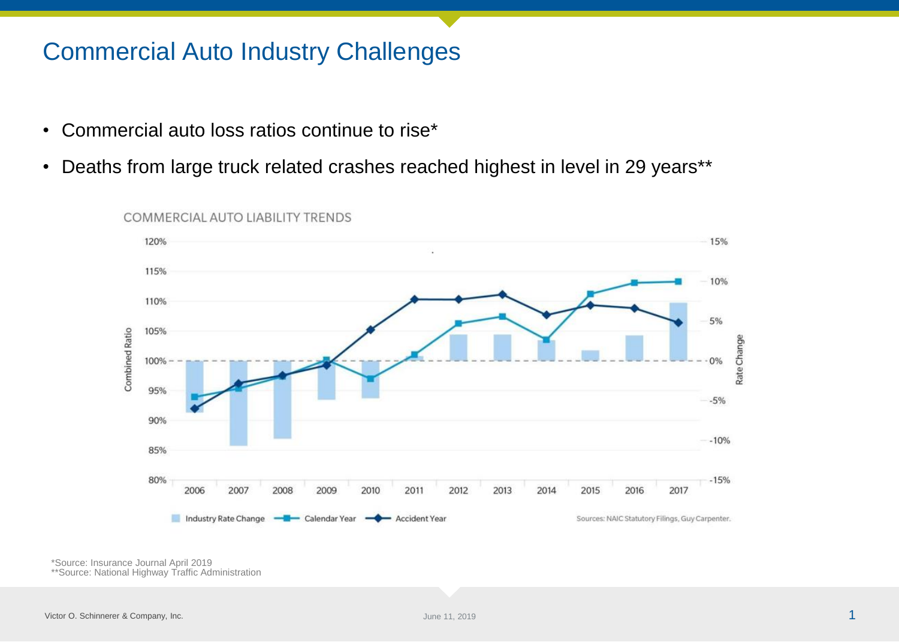# Commercial Auto Industry Challenges

- Commercial auto loss ratios continue to rise*
- Deaths from large truck related crashes reached highest in level in 29 years**

COMMERCIAL AUTO LIABILITY TRENDS

Sources: NAIC Statutory Filings, Guy Carpenter.

*Source: Insurance Journal April 2019
**Source: National Highway Traffic Administration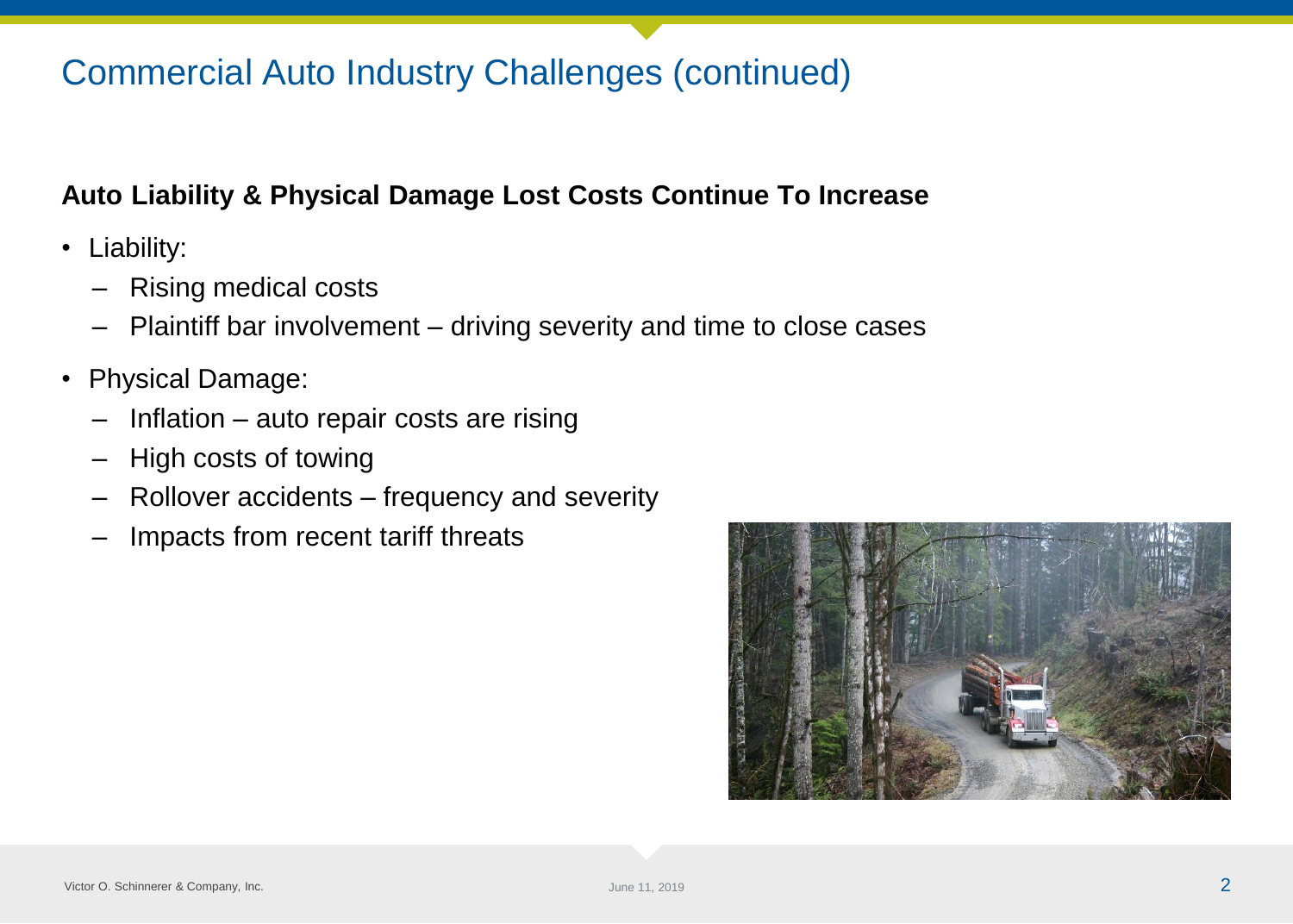# Commercial Auto Industry Challenges (continued)

**Auto Liability & Physical Damage Lost Costs Continue To Increase**

- Liability:
  - Rising medical costs
  - Plaintiff bar involvement – driving severity and time to close cases
- Physical Damage:
  - Inflation – auto repair costs are rising
  - High costs of towing
  - Rollover accidents – frequency and severity
  - Impacts from recent tariff threats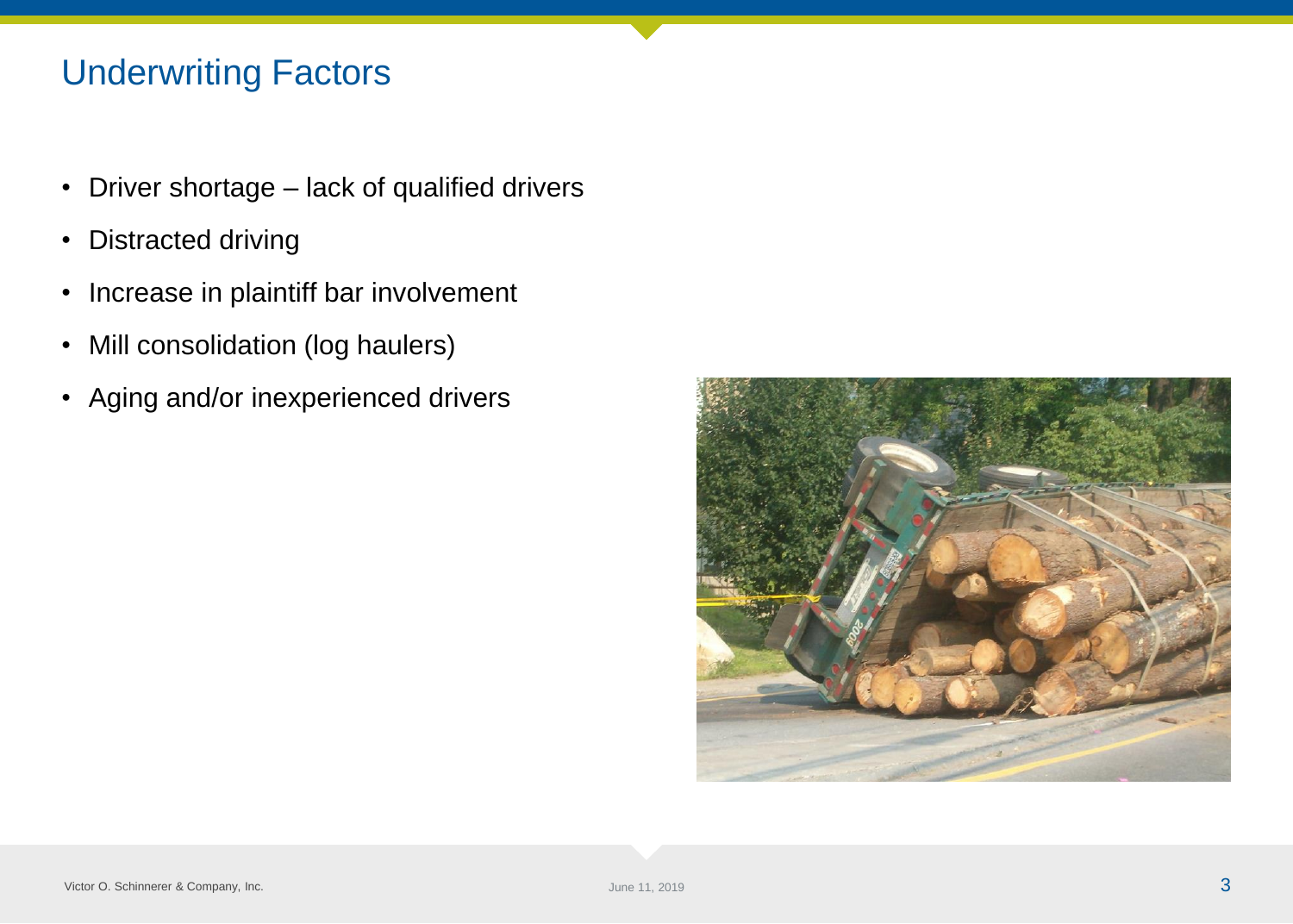# Underwriting Factors

- Driver shortage – lack of qualified drivers
- Distracted driving
- Increase in plaintiff bar involvement
- Mill consolidation (log haulers)
- Aging and/or inexperienced drivers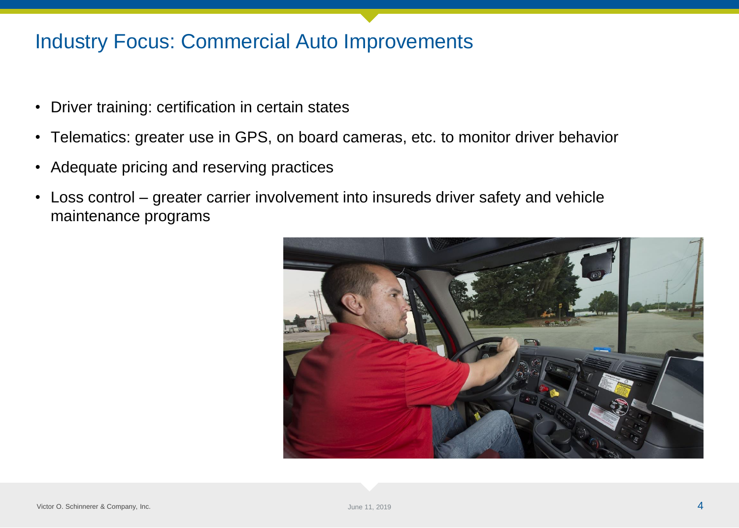# Industry Focus: Commercial Auto Improvements

- Driver training: certification in certain states
- Telematics: greater use in GPS, on board cameras, etc. to monitor driver behavior
- Adequate pricing and reserving practices
- Loss control – greater carrier involvement into insureds driver safety and vehicle maintenance programs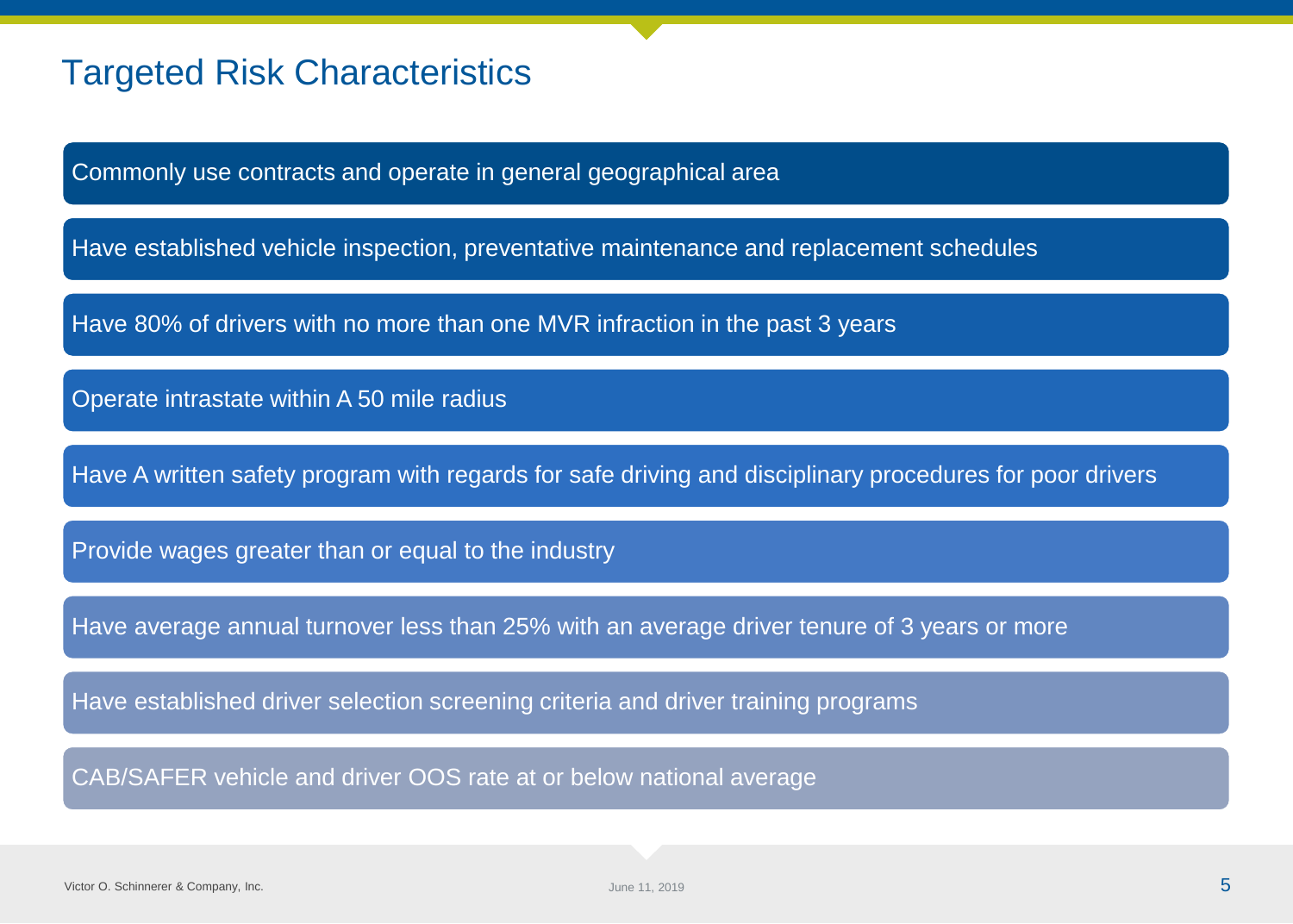# Targeted Risk Characteristics

- Commonly use contracts and operate in general geographical area
- Have established vehicle inspection, preventative maintenance and replacement schedules
- Have 80% of drivers with no more than one MVR infraction in the past 3 years
- Operate intrastate within A 50 mile radius
- Have A written safety program with regards for safe driving and disciplinary procedures for poor drivers
- Provide wages greater than or equal to the industry
- Have average annual turnover less than 25% with an average driver tenure of 3 years or more
- Have established driver selection screening criteria and driver training programs
- CAB/SAFER vehicle and driver OOS rate at or below national average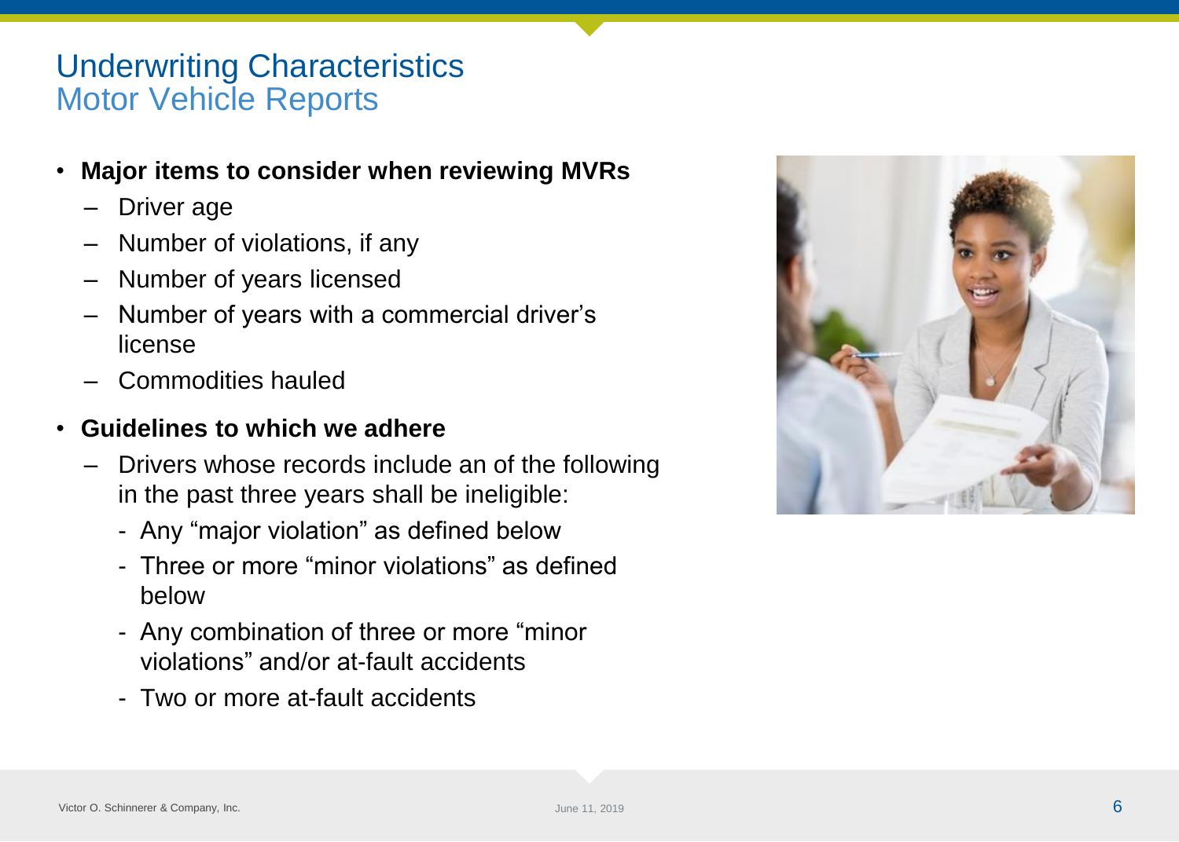# Underwriting Characteristics
## Motor Vehicle Reports

- **Major items to consider when reviewing MVRs**
  - Driver age
  - Number of violations, if any
  - Number of years licensed
  - Number of years with a commercial driver's license
  - Commodities hauled
- **Guidelines to which we adhere**
  - Drivers whose records include an of the following in the past three years shall be ineligible:
    - Any "major violation" as defined below
    - Three or more "minor violations" as defined below
    - Any combination of three or more "minor violations" and/or at-fault accidents
    - Two or more at-fault accidents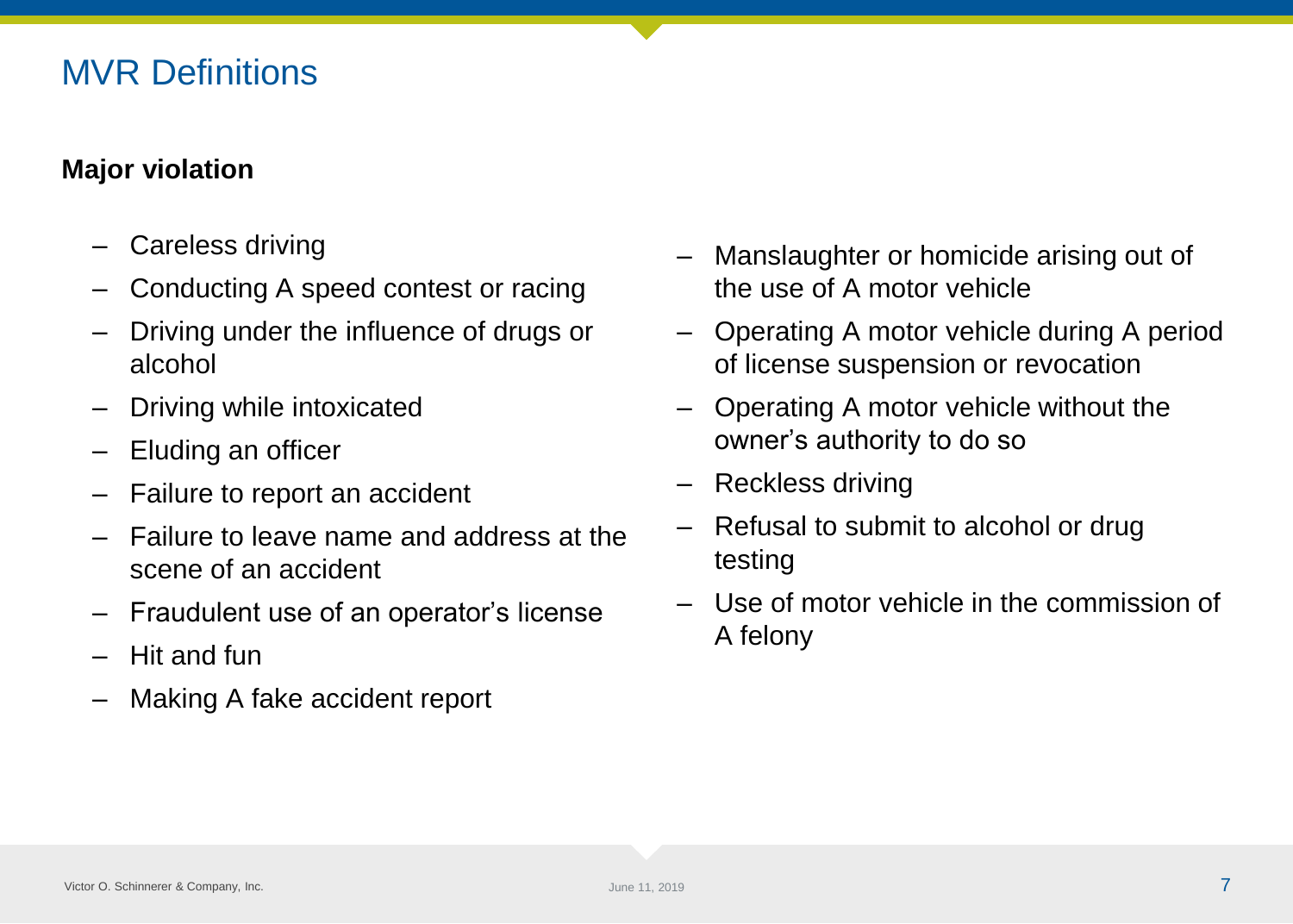# MVR Definitions

**Major violation**

- Careless driving
- Conducting A speed contest or racing
- Driving under the influence of drugs or alcohol
- Driving while intoxicated
- Eluding an officer
- Failure to report an accident
- Failure to leave name and address at the scene of an accident
- Fraudulent use of an operator's license
- Hit and fun
- Making A fake accident report
- Manslaughter or homicide arising out of the use of A motor vehicle
- Operating A motor vehicle during A period of license suspension or revocation
- Operating A motor vehicle without the owner's authority to do so
- Reckless driving
- Refusal to submit to alcohol or drug testing
- Use of motor vehicle in the commission of A felony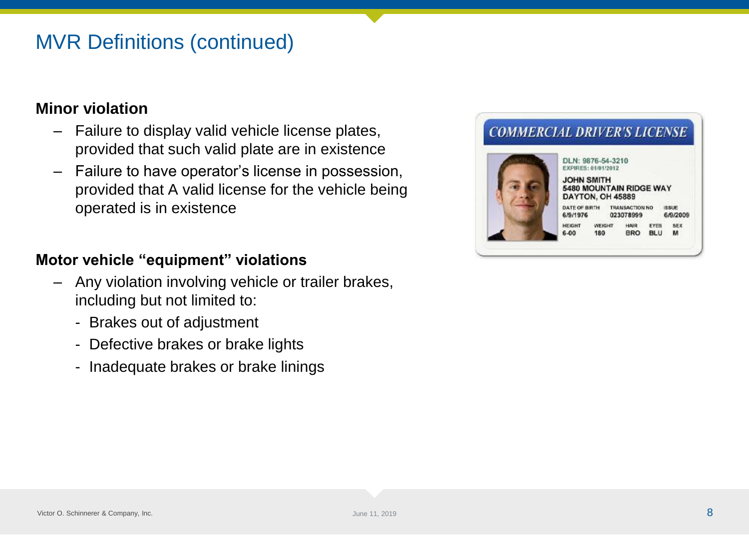# MVR Definitions (continued)

**Minor violation**

- Failure to display valid vehicle license plates, provided that such valid plate are in existence
- Failure to have operator's license in possession, provided that A valid license for the vehicle being operated is in existence

**Motor vehicle "equipment" violations**

- Any violation involving vehicle or trailer brakes, including but not limited to:
  - Brakes out of adjustment
  - Defective brakes or brake lights
  - Inadequate brakes or brake linings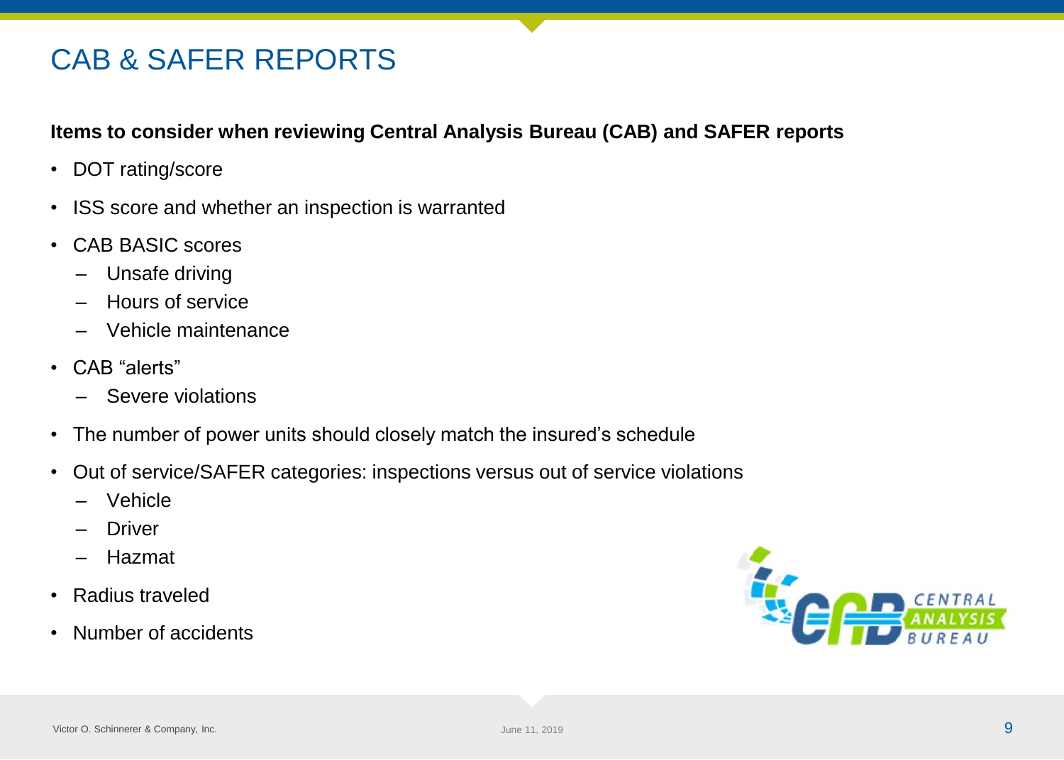# CAB & SAFER REPORTS

**Items to consider when reviewing Central Analysis Bureau (CAB) and SAFER reports**

- DOT rating/score
- ISS score and whether an inspection is warranted
- CAB BASIC scores
  - Unsafe driving
  - Hours of service
  - Vehicle maintenance
- CAB "alerts"
  - Severe violations
- The number of power units should closely match the insured's schedule
- Out of service/SAFER categories: inspections versus out of service violations
  - Vehicle
  - Driver
  - Hazmat
- Radius traveled
- Number of accidents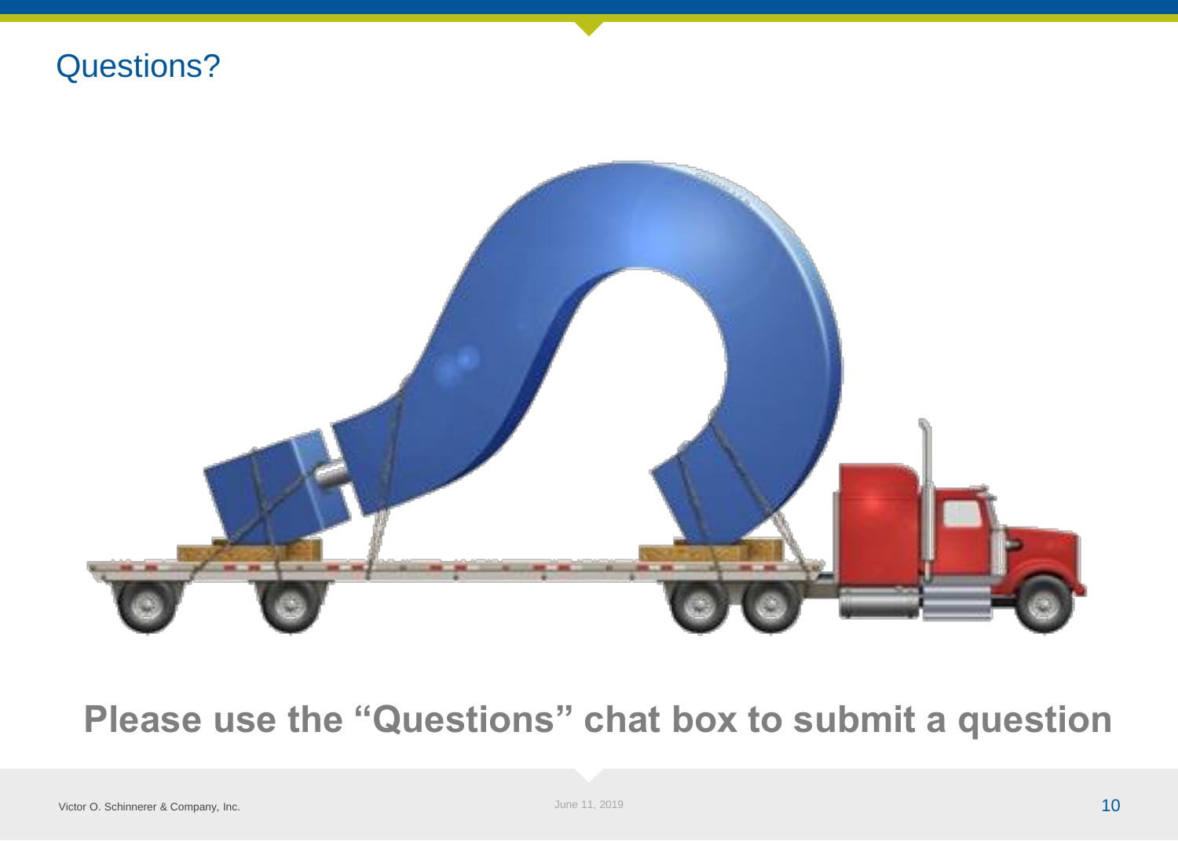# Questions?

**Please use the "Questions" chat box to submit a question**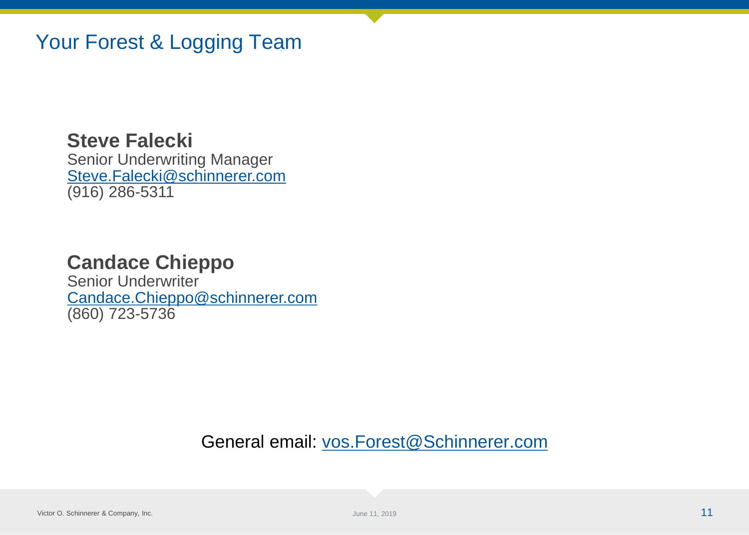# Your Forest & Logging Team

**Steve Falecki**
Senior Underwriting Manager
Steve.Falecki@schinnerer.com
(916) 286-5311

**Candace Chieppo**
Senior Underwriter
Candace.Chieppo@schinnerer.com
(860) 723-5736

General email: vos.Forest@Schinnerer.com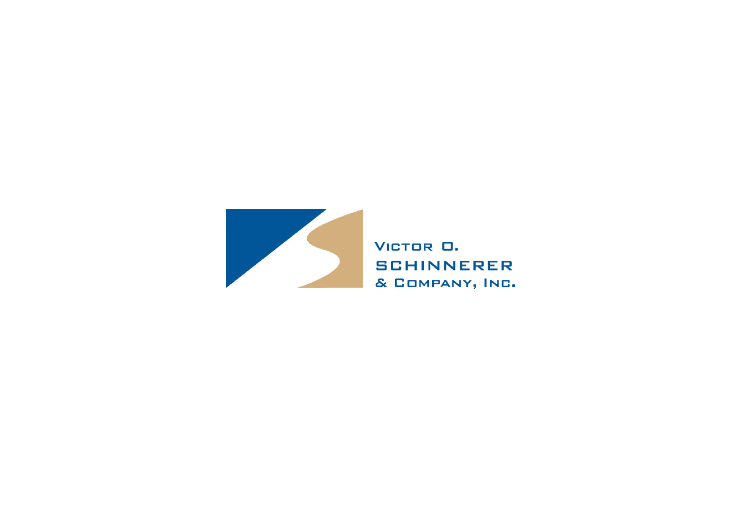Victor O.
Schinnerer
& Company, Inc.